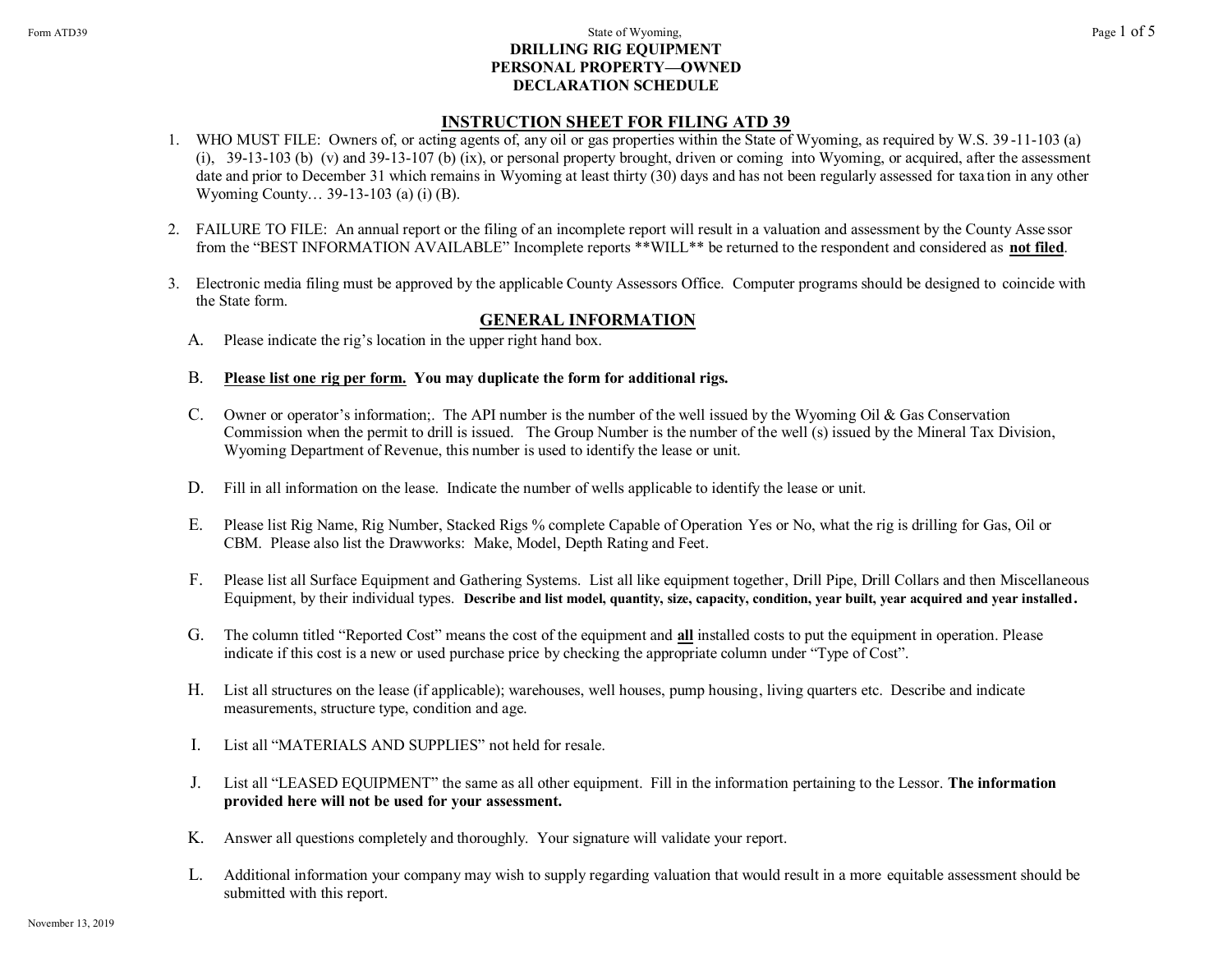State of Wyoming,

# DRILLING RIG EQUIPMENT
# PERSONAL PROPERTY—OWNED
# DECLARATION SCHEDULE

## INSTRUCTION SHEET FOR FILING ATD 39

1. WHO MUST FILE: Owners of, or acting agents of, any oil or gas properties within the State of Wyoming, as required by W.S. 39-11-103 (a) (i), 39-13-103 (b) (v) and 39-13-107 (b) (ix), or personal property brought, driven or coming into Wyoming, or acquired, after the assessment date and prior to December 31 which remains in Wyoming at least thirty (30) days and has not been regularly assessed for taxation in any other Wyoming County… 39-13-103 (a) (i) (B).

2. FAILURE TO FILE: An annual report or the filing of an incomplete report will result in a valuation and assessment by the County Assessor from the "BEST INFORMATION AVAILABLE" Incomplete reports **WILL** be returned to the respondent and considered as **not filed**.

3. Electronic media filing must be approved by the applicable County Assessors Office. Computer programs should be designed to coincide with the State form.

## GENERAL INFORMATION

A. Please indicate the rig's location in the upper right hand box.

B. **Please list one rig per form. You may duplicate the form for additional rigs.**

C. Owner or operator's information;. The API number is the number of the well issued by the Wyoming Oil & Gas Conservation Commission when the permit to drill is issued. The Group Number is the number of the well (s) issued by the Mineral Tax Division, Wyoming Department of Revenue, this number is used to identify the lease or unit.

D. Fill in all information on the lease. Indicate the number of wells applicable to identify the lease or unit.

E. Please list Rig Name, Rig Number, Stacked Rigs % complete Capable of Operation Yes or No, what the rig is drilling for Gas, Oil or CBM. Please also list the Drawworks: Make, Model, Depth Rating and Feet.

F. Please list all Surface Equipment and Gathering Systems. List all like equipment together, Drill Pipe, Drill Collars and then Miscellaneous Equipment, by their individual types. **Describe and list model, quantity, size, capacity, condition, year built, year acquired and year installed.**

G. The column titled "Reported Cost" means the cost of the equipment and **all** installed costs to put the equipment in operation. Please indicate if this cost is a new or used purchase price by checking the appropriate column under "Type of Cost".

H. List all structures on the lease (if applicable); warehouses, well houses, pump housing, living quarters etc. Describe and indicate measurements, structure type, condition and age.

I. List all "MATERIALS AND SUPPLIES" not held for resale.

J. List all "LEASED EQUIPMENT" the same as all other equipment. Fill in the information pertaining to the Lessor. **The information provided here will not be used for your assessment.**

K. Answer all questions completely and thoroughly. Your signature will validate your report.

L. Additional information your company may wish to supply regarding valuation that would result in a more equitable assessment should be submitted with this report.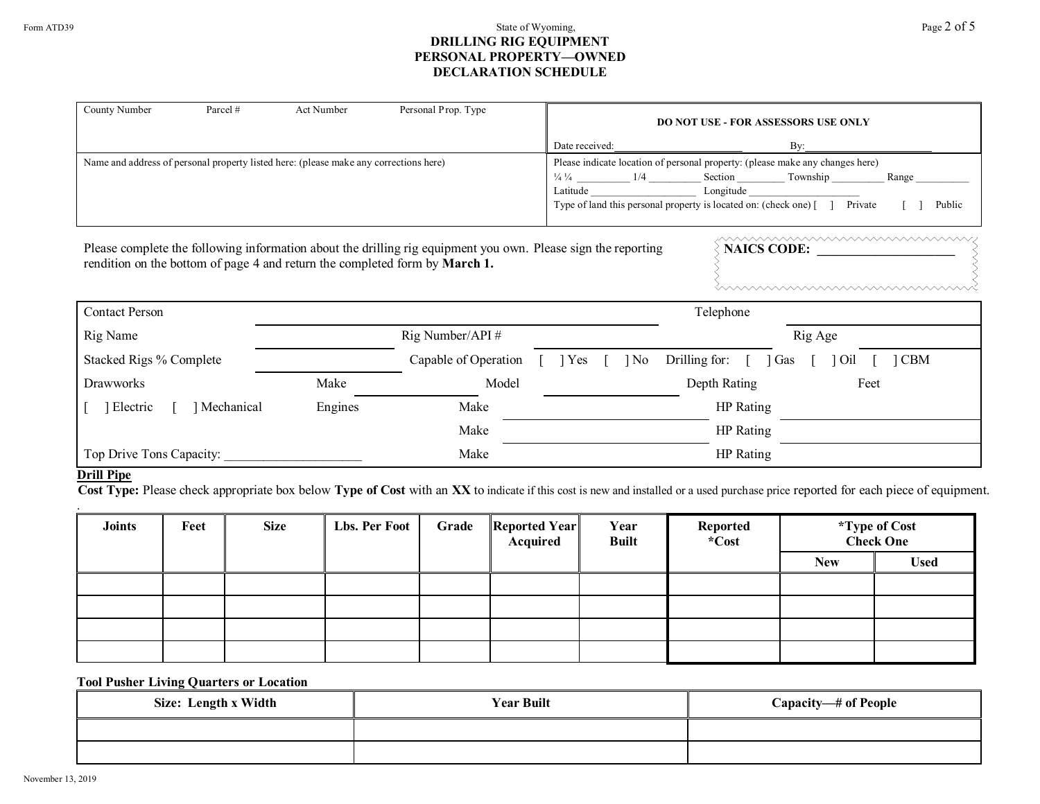Form ATD39

State of Wyoming,

# DRILLING RIG EQUIPMENT
# PERSONAL PROPERTY—OWNED
# DECLARATION SCHEDULE

| County Number    Parcel #    Act Number    Personal Prop. Type | **DO NOT USE - FOR ASSESSORS USE ONLY** Date received:\_\_\_\_\_\_\_\_\_\_\_\_\_\_\_ By:\_\_\_\_\_\_\_\_\_\_\_\_\_\_\_ |
|---|---|
| Name and address of personal property listed here: (please make any corrections here) | Please indicate location of personal property: (please make any changes here) ¼ ¼ \_\_\_\_\_\_\_\_\_\_ 1/4 \_\_\_\_\_\_\_\_\_\_ Section \_\_\_\_\_\_\_\_\_ Township \_\_\_\_\_\_\_\_\_\_ Range \_\_\_\_\_\_\_\_\_\_ Latitude \_\_\_\_\_\_\_\_\_\_\_\_\_\_\_\_\_\_\_\_ Longitude \_\_\_\_\_\_\_\_\_\_\_\_\_\_\_\_\_\_\_\_ Type of land this personal property is located on: (check one) [ ] Private [ ] Public |

Please complete the following information about the drilling rig equipment you own. Please sign the reporting rendition on the bottom of page 4 and return the completed form by **March 1.**

**NAICS CODE:** \_\_\_\_\_\_\_\_\_\_\_\_\_\_\_\_\_\_\_\_

Contact Person \_\_\_\_\_\_\_\_\_\_\_\_\_\_\_\_\_\_\_\_\_\_\_\_\_\_\_\_\_\_\_\_\_\_\_\_\_\_\_\_ Telephone \_\_\_\_\_\_\_\_\_\_\_\_\_\_\_\_\_\_\_\_

Rig Name \_\_\_\_\_\_\_\_\_\_\_\_\_\_\_\_\_\_\_\_ Rig Number/API # \_\_\_\_\_\_\_\_\_\_\_\_\_\_\_\_\_\_\_\_ Rig Age \_\_\_\_\_\_\_\_\_\_\_\_\_\_\_\_\_\_\_\_

Stacked Rigs % Complete \_\_\_\_\_\_\_\_\_\_\_\_\_\_\_\_\_\_\_\_ Capable of Operation [ ] Yes [ ] No Drilling for: [ ] Gas [ ] Oil [ ] CBM

Drawworks Make \_\_\_\_\_\_\_\_\_\_\_\_\_\_\_\_\_\_\_\_ Model \_\_\_\_\_\_\_\_\_\_\_\_\_\_\_\_\_\_\_\_ Depth Rating Feet

[ ] Electric [ ] Mechanical Engines Make \_\_\_\_\_\_\_\_\_\_\_\_\_\_\_\_\_\_\_\_ HP Rating \_\_\_\_\_\_\_\_\_\_\_\_\_\_\_\_\_\_\_\_

Make \_\_\_\_\_\_\_\_\_\_\_\_\_\_\_\_\_\_\_\_ HP Rating \_\_\_\_\_\_\_\_\_\_\_\_\_\_\_\_\_\_\_\_

Top Drive Tons Capacity: \_\_\_\_\_\_\_\_\_\_\_\_\_\_\_\_\_\_\_\_ Make HP Rating

**Drill Pipe**

**Cost Type:** Please check appropriate box below **Type of Cost** with an **XX** to indicate if this cost is new and installed or a used purchase price reported for each piece of equipment.

| Joints | Feet | Size | Lbs. Per Foot | Grade | Reported Year Acquired | Year Built | Reported *Cost | *Type of Cost Check One | |
|---|---|---|---|---|---|---|---|---|---|
| | | | | | | | | New | Used |
| | | | | | | | | | |
| | | | | | | | | | |
| | | | | | | | | | |
| | | | | | | | | | |

**Tool Pusher Living Quarters or Location**

| Size: Length x Width | Year Built | Capacity—# of People |
|---|---|---|
| | | |
| | | |

November 13, 2019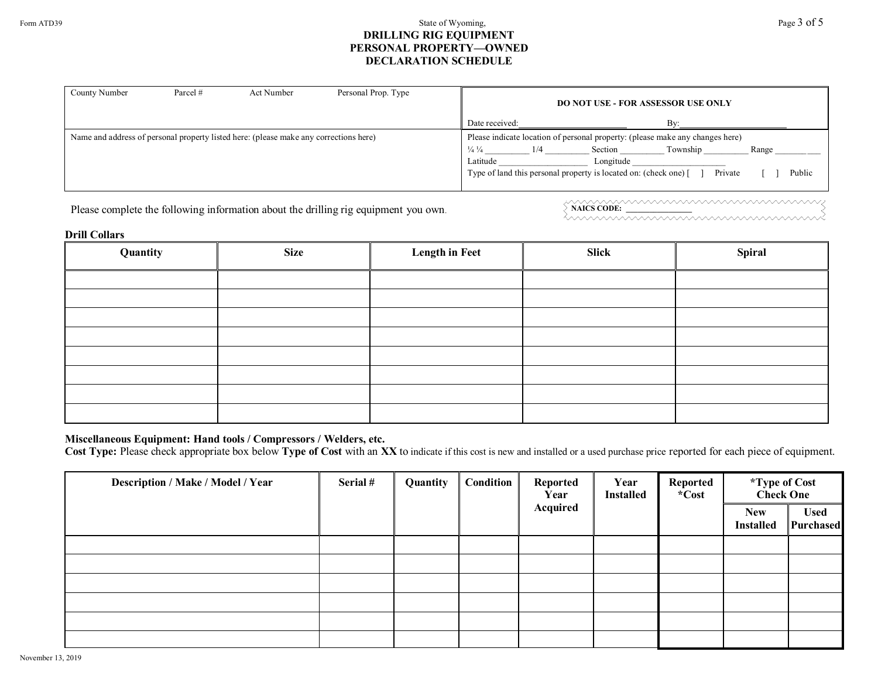Form ATD39

State of Wyoming,

# DRILLING RIG EQUIPMENT
# PERSONAL PROPERTY—OWNED
# DECLARATION SCHEDULE

| County Number | Parcel # | Act Number | Personal Prop. Type | **DO NOT USE - FOR ASSESSOR USE ONLY**<br>Date received:\_\_\_\_\_\_\_\_\_\_\_\_\_\_\_\_ By:\_\_\_\_\_\_\_\_\_\_\_\_\_\_\_\_ |
|---|---|---|---|---|
| Name and address of personal property listed here: (please make any corrections here) | | | | Please indicate location of personal property: (please make any changes here)<br>¼ ¼ \_\_\_\_\_\_\_\_\_\_ 1/4 \_\_\_\_\_\_\_\_\_\_ Section \_\_\_\_\_\_\_\_\_\_ Township \_\_\_\_\_\_\_\_\_\_ Range \_\_\_\_\_\_\_\_<br>Latitude \_\_\_\_\_\_\_\_\_\_\_\_\_\_\_\_\_\_\_\_ Longitude \_\_\_\_\_\_\_\_\_\_\_\_\_\_\_\_\_\_\_\_<br>Type of land this personal property is located on: (check one) [ ] Private [ ] Public |

Please complete the following information about the drilling rig equipment you own.

**NAICS CODE:** \_\_\_\_\_\_\_\_\_\_\_\_\_\_\_

**Drill Collars**

| Quantity | Size | Length in Feet | Slick | Spiral |
|---|---|---|---|---|
| | | | | |
| | | | | |
| | | | | |
| | | | | |
| | | | | |
| | | | | |
| | | | | |
| | | | | |

**Miscellaneous Equipment: Hand tools / Compressors / Welders, etc.**
**Cost Type:** Please check appropriate box below **Type of Cost** with an **XX** to indicate if this cost is new and installed or a used purchase price reported for each piece of equipment.

| Description / Make / Model / Year | Serial # | Quantity | Condition | Reported Year Acquired | Year Installed | Reported *Cost | *Type of Cost Check One | |
|---|---|---|---|---|---|---|---|---|
| | | | | | | | New Installed | Used Purchased |
| | | | | | | | | |
| | | | | | | | | |
| | | | | | | | | |
| | | | | | | | | |
| | | | | | | | | |
| | | | | | | | | |

November 13, 2019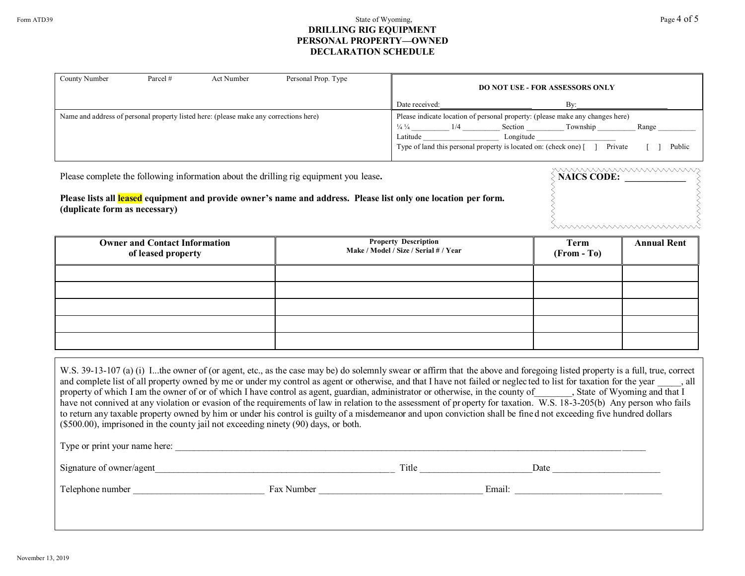Form ATD39

State of Wyoming,

# DRILLING RIG EQUIPMENT PERSONAL PROPERTY—OWNED DECLARATION SCHEDULE

| County Number    Parcel #    Act Number    Personal Prop. Type | **DO NOT USE - FOR ASSESSORS ONLY**<br>Date received:________________ By:________________ |
|---|---|
| Name and address of personal property listed here: (please make any corrections here) | Please indicate location of personal property: (please make any changes here)<br>¼ ¼ _________ 1/4 _________ Section _________ Township _________ Range _________<br>Latitude ____________________ Longitude ____________________<br>Type of land this personal property is located on: (check one) [ ] Private [ ] Public |

**NAICS CODE: ____________**

Please complete the following information about the drilling rig equipment you lease**.**

**Please lists all leased equipment and provide owner's name and address. Please list only one location per form. (duplicate form as necessary)**

| Owner and Contact Information of leased property | Property Description Make / Model / Size / Serial # / Year | Term (From - To) | Annual Rent |
|---|---|---|---|
| | | | |
| | | | |
| | | | |
| | | | |
| | | | |

W.S. 39-13-107 (a) (i) I...the owner of (or agent, etc., as the case may be) do solemnly swear or affirm that the above and foregoing listed property is a full, true, correct and complete list of all property owned by me or under my control as agent or otherwise, and that I have not failed or neglected to list for taxation for the year _____, all property of which I am the owner of or of which I have control as agent, guardian, administrator or otherwise, in the county of________, State of Wyoming and that I have not connived at any violation or evasion of the requirements of law in relation to the assessment of property for taxation. W.S. 18-3-205(b) Any person who fails to return any taxable property owned by him or under his control is guilty of a misdemeanor and upon conviction shall be fined not exceeding five hundred dollars ($500.00), imprisoned in the county jail not exceeding ninety (90) days, or both.

Type or print your name here: ____________________________________________

Signature of owner/agent____________________________ Title ____________________Date ____________________

Telephone number ________________________ Fax Number ______________________________ Email: ____________________

November 13, 2019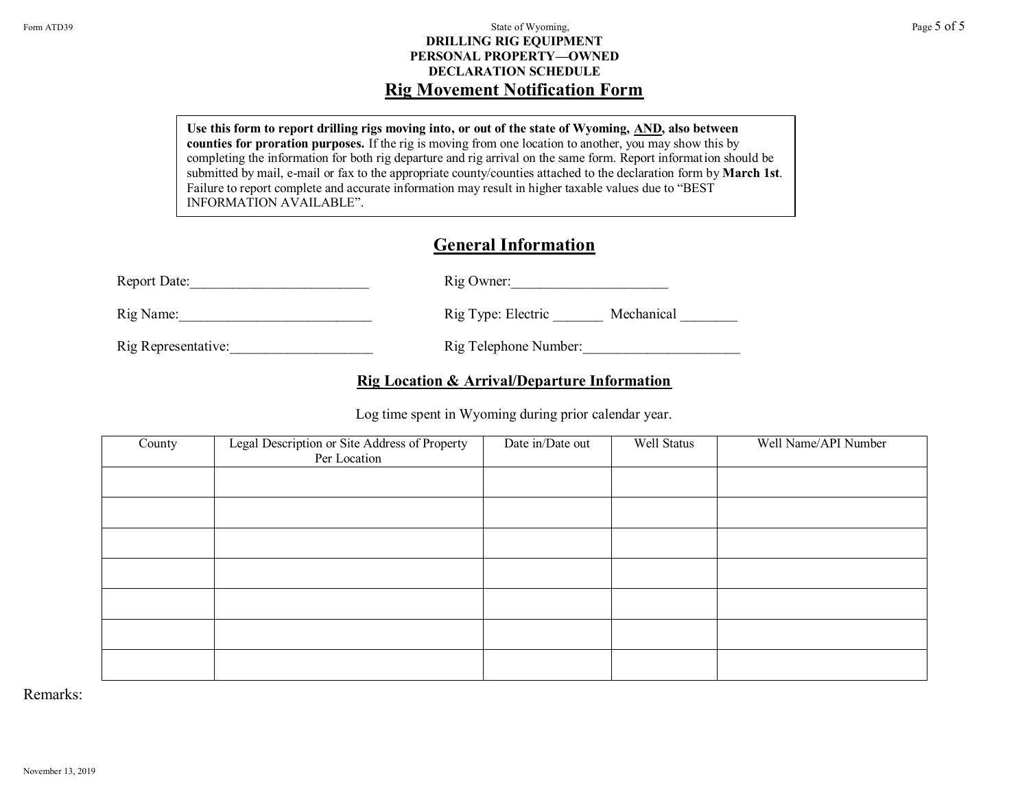State of Wyoming,

**DRILLING RIG EQUIPMENT**
**PERSONAL PROPERTY—OWNED**
**DECLARATION SCHEDULE**

# Rig Movement Notification Form

**Use this form to report drilling rigs moving into, or out of the state of Wyoming, AND, also between counties for proration purposes.** If the rig is moving from one location to another, you may show this by completing the information for both rig departure and rig arrival on the same form. Report information should be submitted by mail, e-mail or fax to the appropriate county/counties attached to the declaration form by **March 1st**. Failure to report complete and accurate information may result in higher taxable values due to "BEST INFORMATION AVAILABLE".

## General Information

Report Date:________________________ Rig Owner:_____________________

Rig Name:__________________________ Rig Type: Electric _______ Mechanical ________

Rig Representative:___________________ Rig Telephone Number:_____________________

### Rig Location & Arrival/Departure Information

Log time spent in Wyoming during prior calendar year.

| County | Legal Description or Site Address of Property Per Location | Date in/Date out | Well Status | Well Name/API Number |
|---|---|---|---|---|
| | | | | |
| | | | | |
| | | | | |
| | | | | |
| | | | | |
| | | | | |
| | | | | |

Remarks:

November 13, 2019